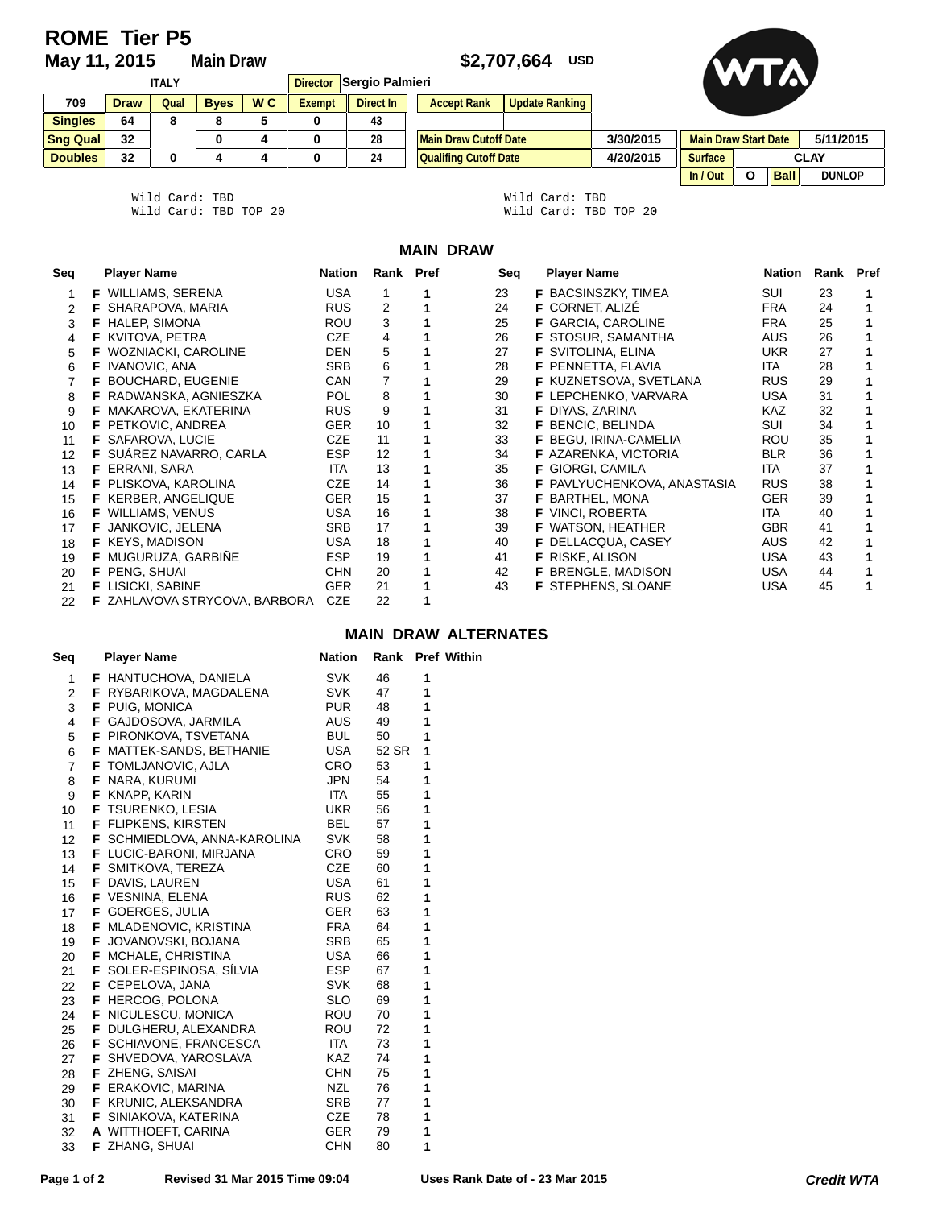# ROME Tier P5

**May 11, 2015** **Main Draw** **$2,707,664 USD**

ITALY

**Director** Sergio Palmieri

| 709 | Draw | Qual | Byes | W C | Exempt | Direct In |
|---|---|---|---|---|---|---|
| Singles | 64 | 8 | 8 | 5 | 0 | 43 |
| Sng Qual | 32 | | 0 | 4 | 0 | 28 |
| Doubles | 32 | 0 | 4 | 4 | 0 | 24 |

| Accept Rank | Update Ranking |
|---|---|
| | |

| | |
|---|---|
| Main Draw Cutoff Date | 3/30/2015 |
| Qualifing Cutoff Date | 4/20/2015 |

| | | | |
|---|---|---|---|
| Main Draw Start Date | | | 5/11/2015 |
| Surface | CLAY | | |
| In / Out | O | Ball | DUNLOP |

```
Wild Card: TBD
Wild Card: TBD TOP 20
```

```
Wild Card: TBD
Wild Card: TBD TOP 20
```

## MAIN DRAW

| Seq | | Player Name | Nation | Rank | Pref |
|---|---|---|---|---|---|
| 1 | F | WILLIAMS, SERENA | USA | 1 | 1 |
| 2 | F | SHARAPOVA, MARIA | RUS | 2 | 1 |
| 3 | F | HALEP, SIMONA | ROU | 3 | 1 |
| 4 | F | KVITOVA, PETRA | CZE | 4 | 1 |
| 5 | F | WOZNIACKI, CAROLINE | DEN | 5 | 1 |
| 6 | F | IVANOVIC, ANA | SRB | 6 | 1 |
| 7 | F | BOUCHARD, EUGENIE | CAN | 7 | 1 |
| 8 | F | RADWANSKA, AGNIESZKA | POL | 8 | 1 |
| 9 | F | MAKAROVA, EKATERINA | RUS | 9 | 1 |
| 10 | F | PETKOVIC, ANDREA | GER | 10 | 1 |
| 11 | F | SAFAROVA, LUCIE | CZE | 11 | 1 |
| 12 | F | SUÁREZ NAVARRO, CARLA | ESP | 12 | 1 |
| 13 | F | ERRANI, SARA | ITA | 13 | 1 |
| 14 | F | PLISKOVA, KAROLINA | CZE | 14 | 1 |
| 15 | F | KERBER, ANGELIQUE | GER | 15 | 1 |
| 16 | F | WILLIAMS, VENUS | USA | 16 | 1 |
| 17 | F | JANKOVIC, JELENA | SRB | 17 | 1 |
| 18 | F | KEYS, MADISON | USA | 18 | 1 |
| 19 | F | MUGURUZA, GARBIÑE | ESP | 19 | 1 |
| 20 | F | PENG, SHUAI | CHN | 20 | 1 |
| 21 | F | LISICKI, SABINE | GER | 21 | 1 |
| 22 | F | ZAHLAVOVA STRYCOVA, BARBORA | CZE | 22 | 1 |
| 23 | F | BACSINSZKY, TIMEA | SUI | 23 | 1 |
| 24 | F | CORNET, ALIZÉ | FRA | 24 | 1 |
| 25 | F | GARCIA, CAROLINE | FRA | 25 | 1 |
| 26 | F | STOSUR, SAMANTHA | AUS | 26 | 1 |
| 27 | F | SVITOLINA, ELINA | UKR | 27 | 1 |
| 28 | F | PENNETTA, FLAVIA | ITA | 28 | 1 |
| 29 | F | KUZNETSOVA, SVETLANA | RUS | 29 | 1 |
| 30 | F | LEPCHENKO, VARVARA | USA | 31 | 1 |
| 31 | F | DIYAS, ZARINA | KAZ | 32 | 1 |
| 32 | F | BENCIC, BELINDA | SUI | 34 | 1 |
| 33 | F | BEGU, IRINA-CAMELIA | ROU | 35 | 1 |
| 34 | F | AZARENKA, VICTORIA | BLR | 36 | 1 |
| 35 | F | GIORGI, CAMILA | ITA | 37 | 1 |
| 36 | F | PAVLYUCHENKOVA, ANASTASIA | RUS | 38 | 1 |
| 37 | F | BARTHEL, MONA | GER | 39 | 1 |
| 38 | F | VINCI, ROBERTA | ITA | 40 | 1 |
| 39 | F | WATSON, HEATHER | GBR | 41 | 1 |
| 40 | F | DELLACQUA, CASEY | AUS | 42 | 1 |
| 41 | F | RISKE, ALISON | USA | 43 | 1 |
| 42 | F | BRENGLE, MADISON | USA | 44 | 1 |
| 43 | F | STEPHENS, SLOANE | USA | 45 | 1 |

## MAIN DRAW ALTERNATES

| Seq | | Player Name | Nation | Rank | Pref | Within |
|---|---|---|---|---|---|---|
| 1 | F | HANTUCHOVA, DANIELA | SVK | 46 | 1 | |
| 2 | F | RYBARIKOVA, MAGDALENA | SVK | 47 | 1 | |
| 3 | F | PUIG, MONICA | PUR | 48 | 1 | |
| 4 | F | GAJDOSOVA, JARMILA | AUS | 49 | 1 | |
| 5 | F | PIRONKOVA, TSVETANA | BUL | 50 | 1 | |
| 6 | F | MATTEK-SANDS, BETHANIE | USA | 52 SR | 1 | |
| 7 | F | TOMLJANOVIC, AJLA | CRO | 53 | 1 | |
| 8 | F | NARA, KURUMI | JPN | 54 | 1 | |
| 9 | F | KNAPP, KARIN | ITA | 55 | 1 | |
| 10 | F | TSURENKO, LESIA | UKR | 56 | 1 | |
| 11 | F | FLIPKENS, KIRSTEN | BEL | 57 | 1 | |
| 12 | F | SCHMIEDLOVA, ANNA-KAROLINA | SVK | 58 | 1 | |
| 13 | F | LUCIC-BARONI, MIRJANA | CRO | 59 | 1 | |
| 14 | F | SMITKOVA, TEREZA | CZE | 60 | 1 | |
| 15 | F | DAVIS, LAUREN | USA | 61 | 1 | |
| 16 | F | VESNINA, ELENA | RUS | 62 | 1 | |
| 17 | F | GOERGES, JULIA | GER | 63 | 1 | |
| 18 | F | MLADENOVIC, KRISTINA | FRA | 64 | 1 | |
| 19 | F | JOVANOVSKI, BOJANA | SRB | 65 | 1 | |
| 20 | F | MCHALE, CHRISTINA | USA | 66 | 1 | |
| 21 | F | SOLER-ESPINOSA, SÍLVIA | ESP | 67 | 1 | |
| 22 | F | CEPELOVA, JANA | SVK | 68 | 1 | |
| 23 | F | HERCOG, POLONA | SLO | 69 | 1 | |
| 24 | F | NICULESCU, MONICA | ROU | 70 | 1 | |
| 25 | F | DULGHERU, ALEXANDRA | ROU | 72 | 1 | |
| 26 | F | SCHIAVONE, FRANCESCA | ITA | 73 | 1 | |
| 27 | F | SHVEDOVA, YAROSLAVA | KAZ | 74 | 1 | |
| 28 | F | ZHENG, SAISAI | CHN | 75 | 1 | |
| 29 | F | ERAKOVIC, MARINA | NZL | 76 | 1 | |
| 30 | F | KRUNIC, ALEKSANDRA | SRB | 77 | 1 | |
| 31 | F | SINIAKOVA, KATERINA | CZE | 78 | 1 | |
| 32 | A | WITTHOEFT, CARINA | GER | 79 | 1 | |
| 33 | F | ZHANG, SHUAI | CHN | 80 | 1 | |

Revised 31 Mar 2015 Time 09:04 — Uses Rank Date of - 23 Mar 2015 — *Credit WTA*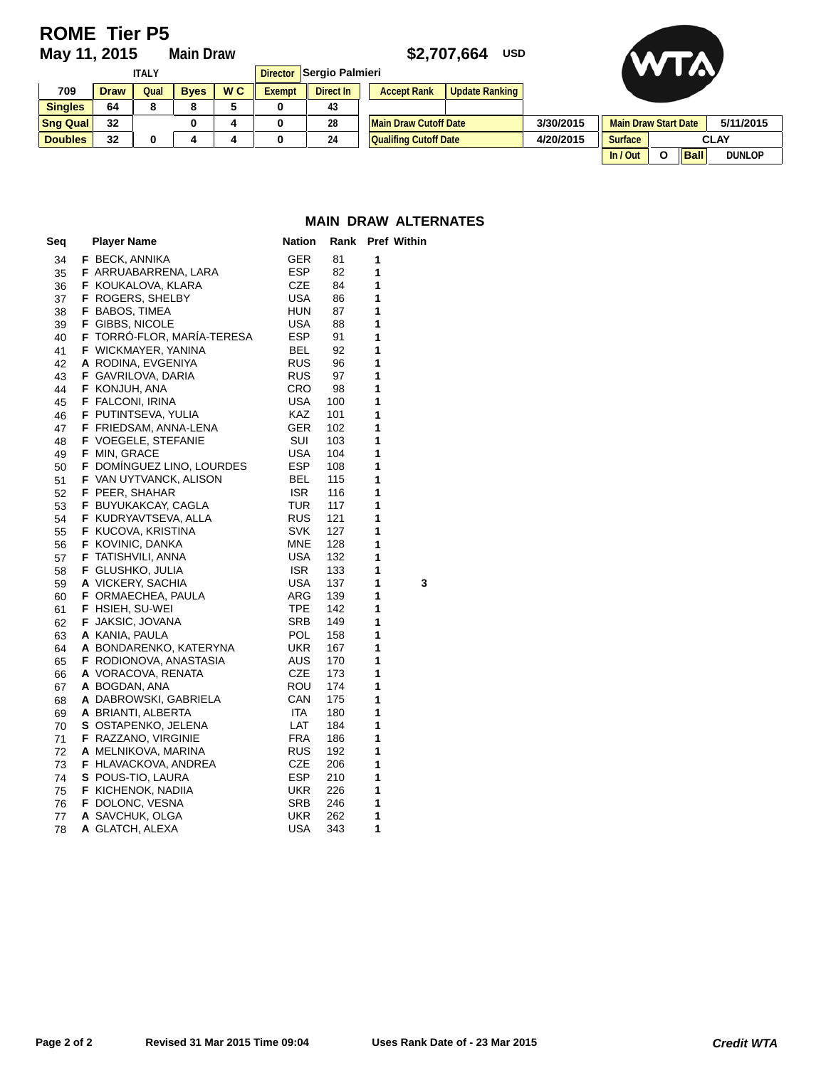# ROME Tier P5

**May 11, 2015** **Main Draw** **$2,707,664 USD**

| | | | | | | | | | | | | |
|---|---|---|---|---|---|---|---|---|---|---|---|---|
| ITALY | | | | | Director | Sergio Palmieri | | | | | | |
| 709 | Draw | Qual | Byes | W C | Exempt | Direct In | Accept Rank | Update Ranking | | | | |
| Singles | 64 | 8 | 8 | 5 | 0 | 43 | | | | | | |
| Sng Qual | 32 | | 0 | 4 | 0 | 28 | Main Draw Cutoff Date | | 3/30/2015 | Main Draw Start Date | | 5/11/2015 |
| Doubles | 32 | 0 | 4 | 4 | 0 | 24 | Qualifing Cutoff Date | | 4/20/2015 | Surface | | CLAY |
| | | | | | | | | | | In / Out | O | Ball DUNLOP |

## MAIN DRAW ALTERNATES

| Seq | | Player Name | Nation | Rank | Pref | Within |
|---|---|---|---|---|---|---|
| 34 | F | BECK, ANNIKA | GER | 81 | 1 | |
| 35 | F | ARRUABARRENA, LARA | ESP | 82 | 1 | |
| 36 | F | KOUKALOVA, KLARA | CZE | 84 | 1 | |
| 37 | F | ROGERS, SHELBY | USA | 86 | 1 | |
| 38 | F | BABOS, TIMEA | HUN | 87 | 1 | |
| 39 | F | GIBBS, NICOLE | USA | 88 | 1 | |
| 40 | F | TORRÓ-FLOR, MARÍA-TERESA | ESP | 91 | 1 | |
| 41 | F | WICKMAYER, YANINA | BEL | 92 | 1 | |
| 42 | A | RODINA, EVGENIYA | RUS | 96 | 1 | |
| 43 | F | GAVRILOVA, DARIA | RUS | 97 | 1 | |
| 44 | F | KONJUH, ANA | CRO | 98 | 1 | |
| 45 | F | FALCONI, IRINA | USA | 100 | 1 | |
| 46 | F | PUTINTSEVA, YULIA | KAZ | 101 | 1 | |
| 47 | F | FRIEDSAM, ANNA-LENA | GER | 102 | 1 | |
| 48 | F | VOEGELE, STEFANIE | SUI | 103 | 1 | |
| 49 | F | MIN, GRACE | USA | 104 | 1 | |
| 50 | F | DOMÍNGUEZ LINO, LOURDES | ESP | 108 | 1 | |
| 51 | F | VAN UYTVANCK, ALISON | BEL | 115 | 1 | |
| 52 | F | PEER, SHAHAR | ISR | 116 | 1 | |
| 53 | F | BUYUKAKCAY, CAGLA | TUR | 117 | 1 | |
| 54 | F | KUDRYAVTSEVA, ALLA | RUS | 121 | 1 | |
| 55 | F | KUCOVA, KRISTINA | SVK | 127 | 1 | |
| 56 | F | KOVINIC, DANKA | MNE | 128 | 1 | |
| 57 | F | TATISHVILI, ANNA | USA | 132 | 1 | |
| 58 | F | GLUSHKO, JULIA | ISR | 133 | 1 | |
| 59 | A | VICKERY, SACHIA | USA | 137 | 1 | 3 |
| 60 | F | ORMAECHEA, PAULA | ARG | 139 | 1 | |
| 61 | F | HSIEH, SU-WEI | TPE | 142 | 1 | |
| 62 | F | JAKSIC, JOVANA | SRB | 149 | 1 | |
| 63 | A | KANIA, PAULA | POL | 158 | 1 | |
| 64 | A | BONDARENKO, KATERYNA | UKR | 167 | 1 | |
| 65 | F | RODIONOVA, ANASTASIA | AUS | 170 | 1 | |
| 66 | A | VORACOVA, RENATA | CZE | 173 | 1 | |
| 67 | A | BOGDAN, ANA | ROU | 174 | 1 | |
| 68 | A | DABROWSKI, GABRIELA | CAN | 175 | 1 | |
| 69 | A | BRIANTI, ALBERTA | ITA | 180 | 1 | |
| 70 | S | OSTAPENKO, JELENA | LAT | 184 | 1 | |
| 71 | F | RAZZANO, VIRGINIE | FRA | 186 | 1 | |
| 72 | A | MELNIKOVA, MARINA | RUS | 192 | 1 | |
| 73 | F | HLAVACKOVA, ANDREA | CZE | 206 | 1 | |
| 74 | S | POUS-TIO, LAURA | ESP | 210 | 1 | |
| 75 | F | KICHENOK, NADIIA | UKR | 226 | 1 | |
| 76 | F | DOLONC, VESNA | SRB | 246 | 1 | |
| 77 | A | SAVCHUK, OLGA | UKR | 262 | 1 | |
| 78 | A | GLATCH, ALEXA | USA | 343 | 1 | |

**Revised 31 Mar 2015 Time 09:04** **Uses Rank Date of - 23 Mar 2015** ***Credit WTA***